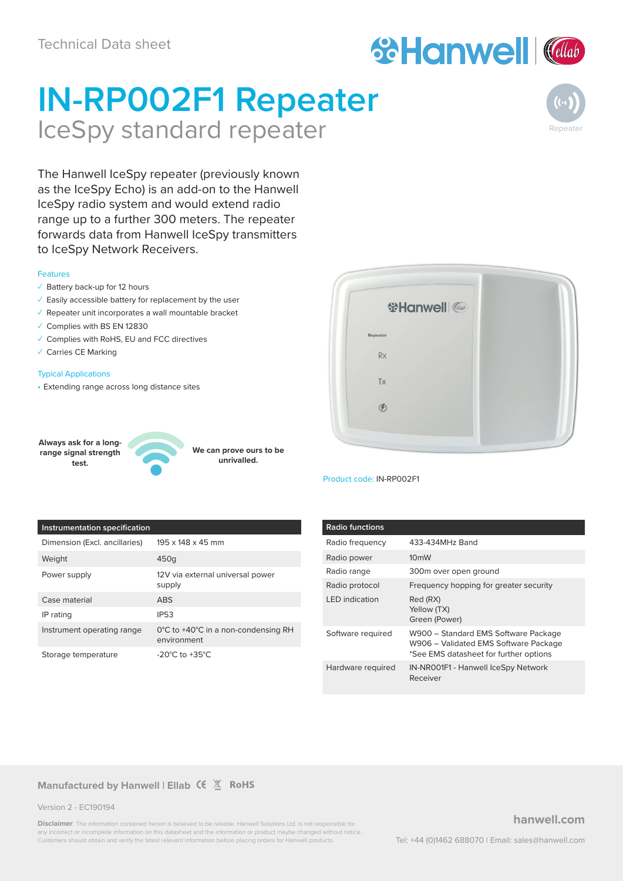Technical Data sheet

# IN-RP002F1 Repeater

## IceSpy standard repeater

Repeater

The Hanwell IceSpy repeater (previously known as the IceSpy Echo) is an add-on to the Hanwell IceSpy radio system and would extend radio range up to a further 300 meters. The repeater forwards data from Hanwell IceSpy transmitters to IceSpy Network Receivers.

### Features

- ✓ Battery back-up for 12 hours
- ✓ Easily accessible battery for replacement by the user
- ✓ Repeater unit incorporates a wall mountable bracket
- ✓ Complies with BS EN 12830
- ✓ Complies with RoHS, EU and FCC directives
- ✓ Carries CE Marking

### Typical Applications

- Extending range across long distance sites

**Always ask for a long-range signal strength test.**

**We can prove ours to be unrivalled.**

Product code: IN-RP002F1

| Instrumentation specification | |
|---|---|
| Dimension (Excl. ancillaries) | 195 x 148 x 45 mm |
| Weight | 450g |
| Power supply | 12V via external universal power supply |
| Case material | ABS |
| IP rating | IP53 |
| Instrument operating range | 0°C to +40°C in a non-condensing RH environment |
| Storage temperature | -20°C to +35°C |

| Radio functions | |
|---|---|
| Radio frequency | 433-434MHz Band |
| Radio power | 10mW |
| Radio range | 300m over open ground |
| Radio protocol | Frequency hopping for greater security |
| LED indication | Red (RX)<br>Yellow (TX)<br>Green (Power) |
| Software required | W900 – Standard EMS Software Package<br>W906 – Validated EMS Software Package<br>*See EMS datasheet for further options |
| Hardware required | IN-NR001F1 - Hanwell IceSpy Network Receiver |

**Manufactured by Hanwell | Ellab** CE RoHS

Version 2 - EC190194

**Disclaimer**: The information contained herein is believed to be reliable. Hanwell Solutions Ltd. is not responsible for any incorrect or incomplete information on this datasheet and the information or product maybe changed without notice. Customers should obtain and verify the latest relevant information before placing orders for Hanwell products.

**hanwell.com**

Tel: +44 (0)1462 688070 | Email: sales@hanwell.com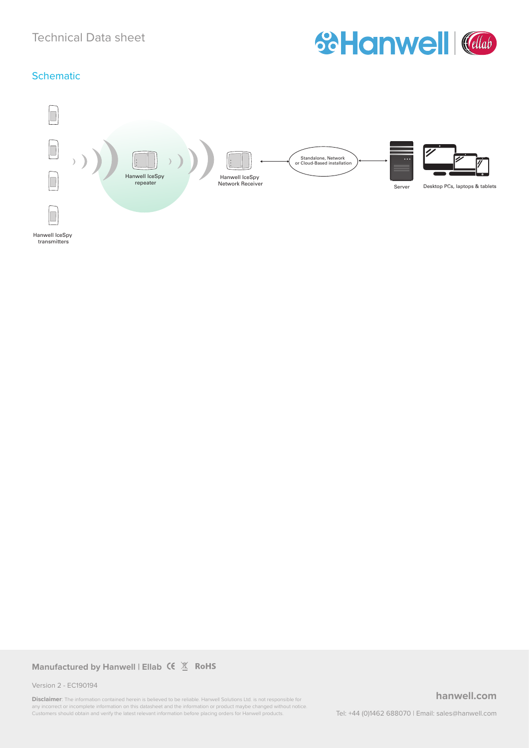## Schematic

Hanwell IceSpy transmitters

Hanwell IceSpy repeater

Hanwell IceSpy Network Receiver

Standalone, Network or Cloud-Based installation

Server

Desktop PCs, laptops & tablets

**Manufactured by Hanwell | Ellab** CE RoHS

Version 2 - EC190194

**Disclaimer**: The information contained herein is believed to be reliable. Hanwell Solutions Ltd. is not responsible for any incorrect or incomplete information on this datasheet and the information or product maybe changed without notice. Customers should obtain and verify the latest relevant information before placing orders for Hanwell products.

**hanwell.com**

Tel: +44 (0)1462 688070 | Email: sales@hanwell.com